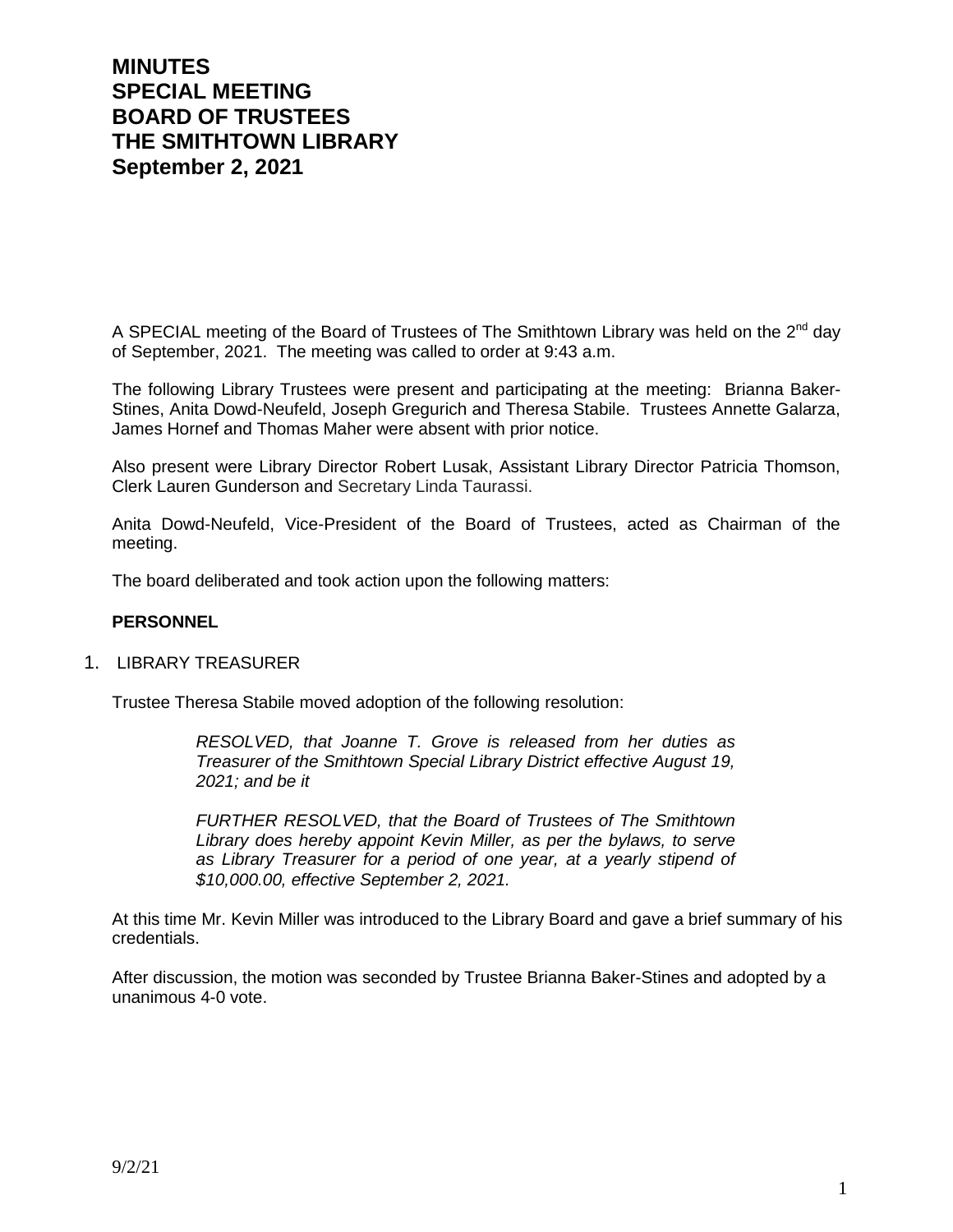# MINUTES
# SPECIAL MEETING
# BOARD OF TRUSTEES
# THE SMITHTOWN LIBRARY
# September 2, 2021

A SPECIAL meeting of the Board of Trustees of The Smithtown Library was held on the 2nd day of September, 2021. The meeting was called to order at 9:43 a.m.

The following Library Trustees were present and participating at the meeting: Brianna Baker-Stines, Anita Dowd-Neufeld, Joseph Gregurich and Theresa Stabile. Trustees Annette Galarza, James Hornef and Thomas Maher were absent with prior notice.

Also present were Library Director Robert Lusak, Assistant Library Director Patricia Thomson, Clerk Lauren Gunderson and Secretary Linda Taurassi.

Anita Dowd-Neufeld, Vice-President of the Board of Trustees, acted as Chairman of the meeting.

The board deliberated and took action upon the following matters:

**PERSONNEL**

1. LIBRARY TREASURER

Trustee Theresa Stabile moved adoption of the following resolution:

> *RESOLVED, that Joanne T. Grove is released from her duties as Treasurer of the Smithtown Special Library District effective August 19, 2021; and be it*
>
> *FURTHER RESOLVED, that the Board of Trustees of The Smithtown Library does hereby appoint Kevin Miller, as per the bylaws, to serve as Library Treasurer for a period of one year, at a yearly stipend of $10,000.00, effective September 2, 2021.*

At this time Mr. Kevin Miller was introduced to the Library Board and gave a brief summary of his credentials.

After discussion, the motion was seconded by Trustee Brianna Baker-Stines and adopted by a unanimous 4-0 vote.

9/2/21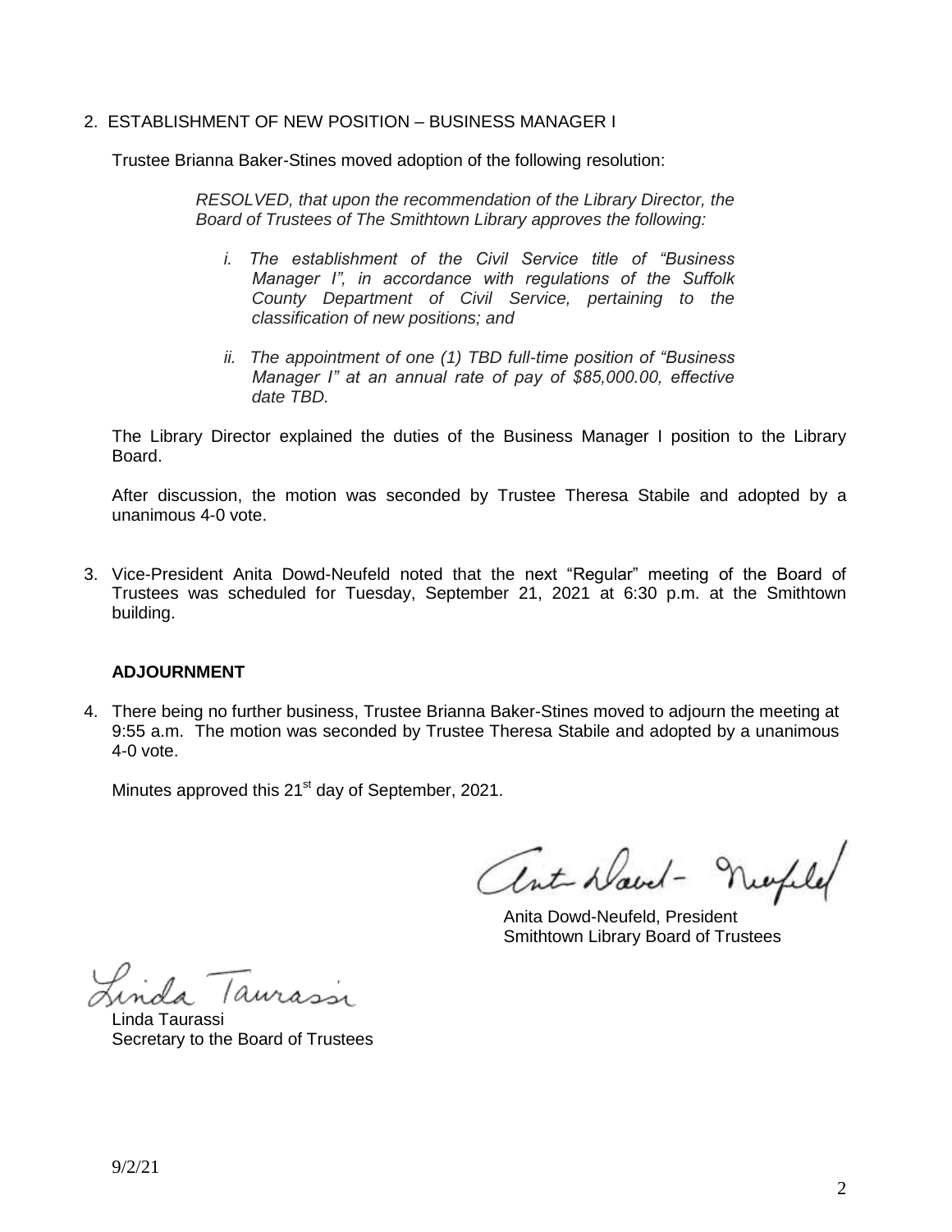2. ESTABLISHMENT OF NEW POSITION – BUSINESS MANAGER I

   Trustee Brianna Baker-Stines moved adoption of the following resolution:

   > *RESOLVED, that upon the recommendation of the Library Director, the Board of Trustees of The Smithtown Library approves the following:*
   >
   > *i. The establishment of the Civil Service title of "Business Manager I", in accordance with regulations of the Suffolk County Department of Civil Service, pertaining to the classification of new positions; and*
   >
   > *ii. The appointment of one (1) TBD full-time position of "Business Manager I" at an annual rate of pay of $85,000.00, effective date TBD.*

   The Library Director explained the duties of the Business Manager I position to the Library Board.

   After discussion, the motion was seconded by Trustee Theresa Stabile and adopted by a unanimous 4-0 vote.

3. Vice-President Anita Dowd-Neufeld noted that the next "Regular" meeting of the Board of Trustees was scheduled for Tuesday, September 21, 2021 at 6:30 p.m. at the Smithtown building.

**ADJOURNMENT**

4. There being no further business, Trustee Brianna Baker-Stines moved to adjourn the meeting at 9:55 a.m. The motion was seconded by Trustee Theresa Stabile and adopted by a unanimous 4-0 vote.

   Minutes approved this 21st day of September, 2021.

Anita Dowd-Neufeld, President
Smithtown Library Board of Trustees

Linda Taurassi
Secretary to the Board of Trustees

9/2/21